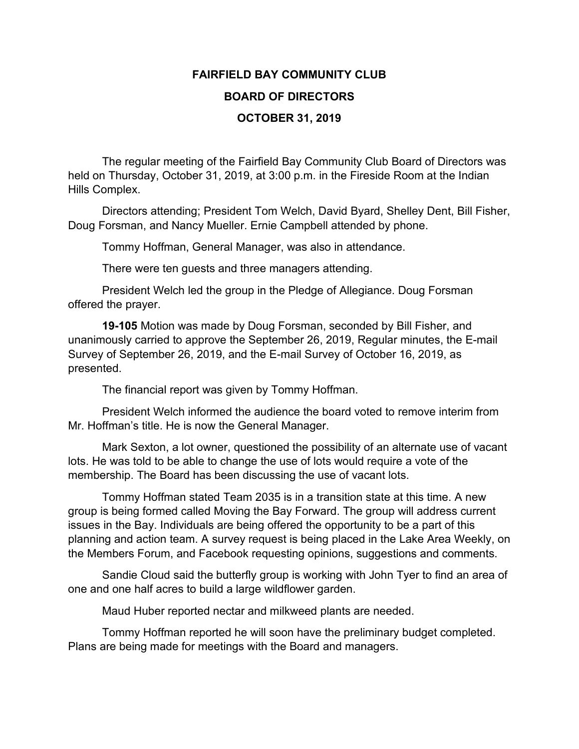# FAIRFIELD BAY COMMUNITY CLUB

## BOARD OF DIRECTORS

## OCTOBER 31, 2019

The regular meeting of the Fairfield Bay Community Club Board of Directors was held on Thursday, October 31, 2019, at 3:00 p.m. in the Fireside Room at the Indian Hills Complex.

Directors attending; President Tom Welch, David Byard, Shelley Dent, Bill Fisher, Doug Forsman, and Nancy Mueller. Ernie Campbell attended by phone.

Tommy Hoffman, General Manager, was also in attendance.

There were ten guests and three managers attending.

President Welch led the group in the Pledge of Allegiance. Doug Forsman offered the prayer.

**19-105** Motion was made by Doug Forsman, seconded by Bill Fisher, and unanimously carried to approve the September 26, 2019, Regular minutes, the E-mail Survey of September 26, 2019, and the E-mail Survey of October 16, 2019, as presented.

The financial report was given by Tommy Hoffman.

President Welch informed the audience the board voted to remove interim from Mr. Hoffman's title. He is now the General Manager.

Mark Sexton, a lot owner, questioned the possibility of an alternate use of vacant lots. He was told to be able to change the use of lots would require a vote of the membership. The Board has been discussing the use of vacant lots.

Tommy Hoffman stated Team 2035 is in a transition state at this time. A new group is being formed called Moving the Bay Forward. The group will address current issues in the Bay. Individuals are being offered the opportunity to be a part of this planning and action team. A survey request is being placed in the Lake Area Weekly, on the Members Forum, and Facebook requesting opinions, suggestions and comments.

Sandie Cloud said the butterfly group is working with John Tyer to find an area of one and one half acres to build a large wildflower garden.

Maud Huber reported nectar and milkweed plants are needed.

Tommy Hoffman reported he will soon have the preliminary budget completed. Plans are being made for meetings with the Board and managers.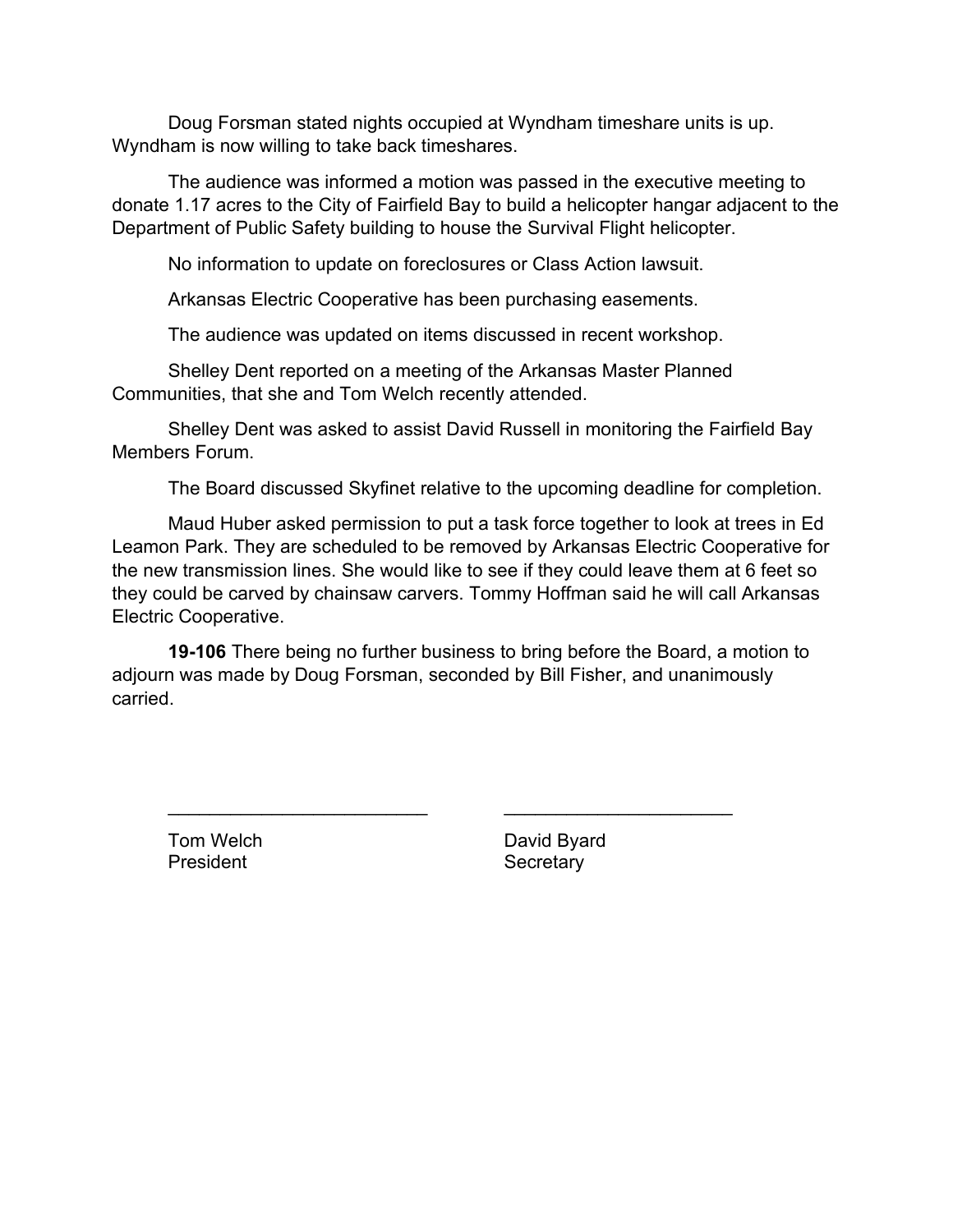Doug Forsman stated nights occupied at Wyndham timeshare units is up. Wyndham is now willing to take back timeshares.

The audience was informed a motion was passed in the executive meeting to donate 1.17 acres to the City of Fairfield Bay to build a helicopter hangar adjacent to the Department of Public Safety building to house the Survival Flight helicopter.

No information to update on foreclosures or Class Action lawsuit.

Arkansas Electric Cooperative has been purchasing easements.

The audience was updated on items discussed in recent workshop.

Shelley Dent reported on a meeting of the Arkansas Master Planned Communities, that she and Tom Welch recently attended.

Shelley Dent was asked to assist David Russell in monitoring the Fairfield Bay Members Forum.

The Board discussed Skyfinet relative to the upcoming deadline for completion.

Maud Huber asked permission to put a task force together to look at trees in Ed Leamon Park. They are scheduled to be removed by Arkansas Electric Cooperative for the new transmission lines. She would like to see if they could leave them at 6 feet so they could be carved by chainsaw carvers. Tommy Hoffman said he will call Arkansas Electric Cooperative.

**19-106** There being no further business to bring before the Board, a motion to adjourn was made by Doug Forsman, seconded by Bill Fisher, and unanimously carried.

\_\_\_\_\_\_\_\_\_\_\_\_\_\_\_\_\_\_\_\_\_\_\_\_\_\_ \_\_\_\_\_\_\_\_\_\_\_\_\_\_\_\_\_\_\_\_\_\_\_\_\_\_

Tom Welch
President

David Byard
Secretary